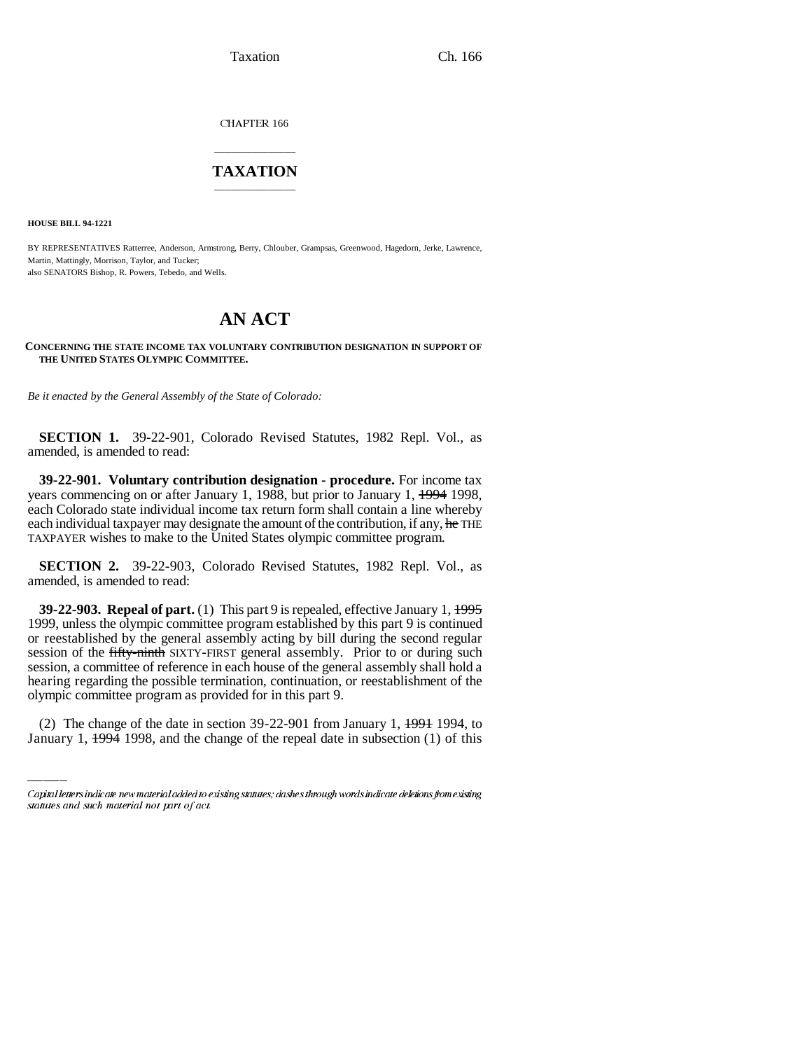CHAPTER 166

# TAXATION

**HOUSE BILL 94-1221**

BY REPRESENTATIVES Ratterree, Anderson, Armstrong, Berry, Chlouber, Grampsas, Greenwood, Hagedorn, Jerke, Lawrence, Martin, Mattingly, Morrison, Taylor, and Tucker;
also SENATORS Bishop, R. Powers, Tebedo, and Wells.

# AN ACT

**CONCERNING THE STATE INCOME TAX VOLUNTARY CONTRIBUTION DESIGNATION IN SUPPORT OF THE UNITED STATES OLYMPIC COMMITTEE.**

*Be it enacted by the General Assembly of the State of Colorado:*

**SECTION 1.** 39-22-901, Colorado Revised Statutes, 1982 Repl. Vol., as amended, is amended to read:

**39-22-901. Voluntary contribution designation - procedure.** For income tax years commencing on or after January 1, 1988, but prior to January 1, ~~1994~~ 1998, each Colorado state individual income tax return form shall contain a line whereby each individual taxpayer may designate the amount of the contribution, if any, ~~he~~ THE TAXPAYER wishes to make to the United States olympic committee program.

**SECTION 2.** 39-22-903, Colorado Revised Statutes, 1982 Repl. Vol., as amended, is amended to read:

**39-22-903. Repeal of part.** (1) This part 9 is repealed, effective January 1, ~~1995~~ 1999, unless the olympic committee program established by this part 9 is continued or reestablished by the general assembly acting by bill during the second regular session of the ~~fifty-ninth~~ SIXTY-FIRST general assembly. Prior to or during such session, a committee of reference in each house of the general assembly shall hold a hearing regarding the possible termination, continuation, or reestablishment of the olympic committee program as provided for in this part 9.

(2) The change of the date in section 39-22-901 from January 1, ~~1991~~ 1994, to January 1, ~~1994~~ 1998, and the change of the repeal date in subsection (1) of this

Capital letters indicate new material added to existing statutes; dashes through words indicate deletions from existing statutes and such material not part of act.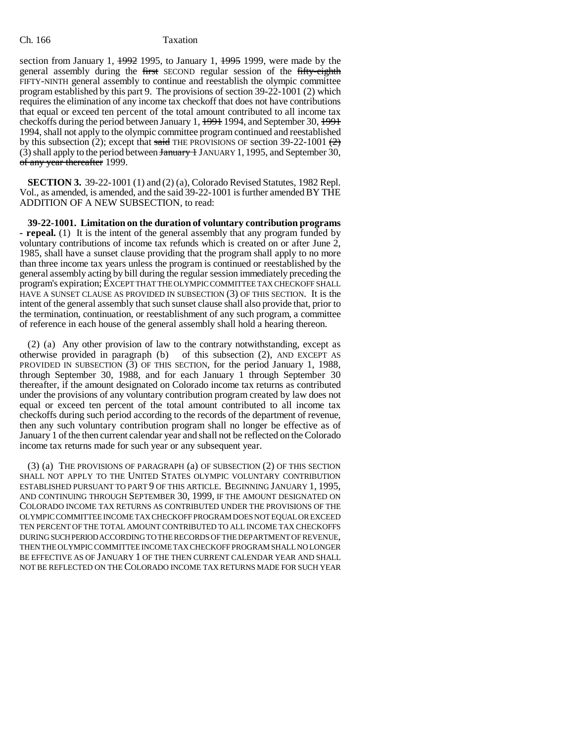section from January 1, ~~1992~~ 1995, to January 1, ~~1995~~ 1999, were made by the general assembly during the ~~first~~ SECOND regular session of the ~~fifty-eighth~~ FIFTY-NINTH general assembly to continue and reestablish the olympic committee program established by this part 9. The provisions of section 39-22-1001 (2) which requires the elimination of any income tax checkoff that does not have contributions that equal or exceed ten percent of the total amount contributed to all income tax checkoffs during the period between January 1, ~~1991~~ 1994, and September 30, ~~1991~~ 1994, shall not apply to the olympic committee program continued and reestablished by this subsection (2); except that ~~said~~ THE PROVISIONS OF section 39-22-1001 ~~(2)~~ (3) shall apply to the period between ~~January 1~~ JANUARY 1, 1995, and September 30, ~~of any year thereafter~~ 1999.

**SECTION 3.** 39-22-1001 (1) and (2) (a), Colorado Revised Statutes, 1982 Repl. Vol., as amended, is amended, and the said 39-22-1001 is further amended BY THE ADDITION OF A NEW SUBSECTION, to read:

**39-22-1001. Limitation on the duration of voluntary contribution programs - repeal.** (1) It is the intent of the general assembly that any program funded by voluntary contributions of income tax refunds which is created on or after June 2, 1985, shall have a sunset clause providing that the program shall apply to no more than three income tax years unless the program is continued or reestablished by the general assembly acting by bill during the regular session immediately preceding the program's expiration; EXCEPT THAT THE OLYMPIC COMMITTEE TAX CHECKOFF SHALL HAVE A SUNSET CLAUSE AS PROVIDED IN SUBSECTION (3) OF THIS SECTION. It is the intent of the general assembly that such sunset clause shall also provide that, prior to the termination, continuation, or reestablishment of any such program, a committee of reference in each house of the general assembly shall hold a hearing thereon.

(2) (a) Any other provision of law to the contrary notwithstanding, except as otherwise provided in paragraph (b) of this subsection (2), AND EXCEPT AS PROVIDED IN SUBSECTION (3) OF THIS SECTION, for the period January 1, 1988, through September 30, 1988, and for each January 1 through September 30 thereafter, if the amount designated on Colorado income tax returns as contributed under the provisions of any voluntary contribution program created by law does not equal or exceed ten percent of the total amount contributed to all income tax checkoffs during such period according to the records of the department of revenue, then any such voluntary contribution program shall no longer be effective as of January 1 of the then current calendar year and shall not be reflected on the Colorado income tax returns made for such year or any subsequent year.

(3) (a) THE PROVISIONS OF PARAGRAPH (a) OF SUBSECTION (2) OF THIS SECTION SHALL NOT APPLY TO THE UNITED STATES OLYMPIC VOLUNTARY CONTRIBUTION ESTABLISHED PURSUANT TO PART 9 OF THIS ARTICLE. BEGINNING JANUARY 1, 1995, AND CONTINUING THROUGH SEPTEMBER 30, 1999, IF THE AMOUNT DESIGNATED ON COLORADO INCOME TAX RETURNS AS CONTRIBUTED UNDER THE PROVISIONS OF THE OLYMPIC COMMITTEE INCOME TAX CHECKOFF PROGRAM DOES NOT EQUAL OR EXCEED TEN PERCENT OF THE TOTAL AMOUNT CONTRIBUTED TO ALL INCOME TAX CHECKOFFS DURING SUCH PERIOD ACCORDING TO THE RECORDS OF THE DEPARTMENT OF REVENUE, THEN THE OLYMPIC COMMITTEE INCOME TAX CHECKOFF PROGRAM SHALL NO LONGER BE EFFECTIVE AS OF JANUARY 1 OF THE THEN CURRENT CALENDAR YEAR AND SHALL NOT BE REFLECTED ON THE COLORADO INCOME TAX RETURNS MADE FOR SUCH YEAR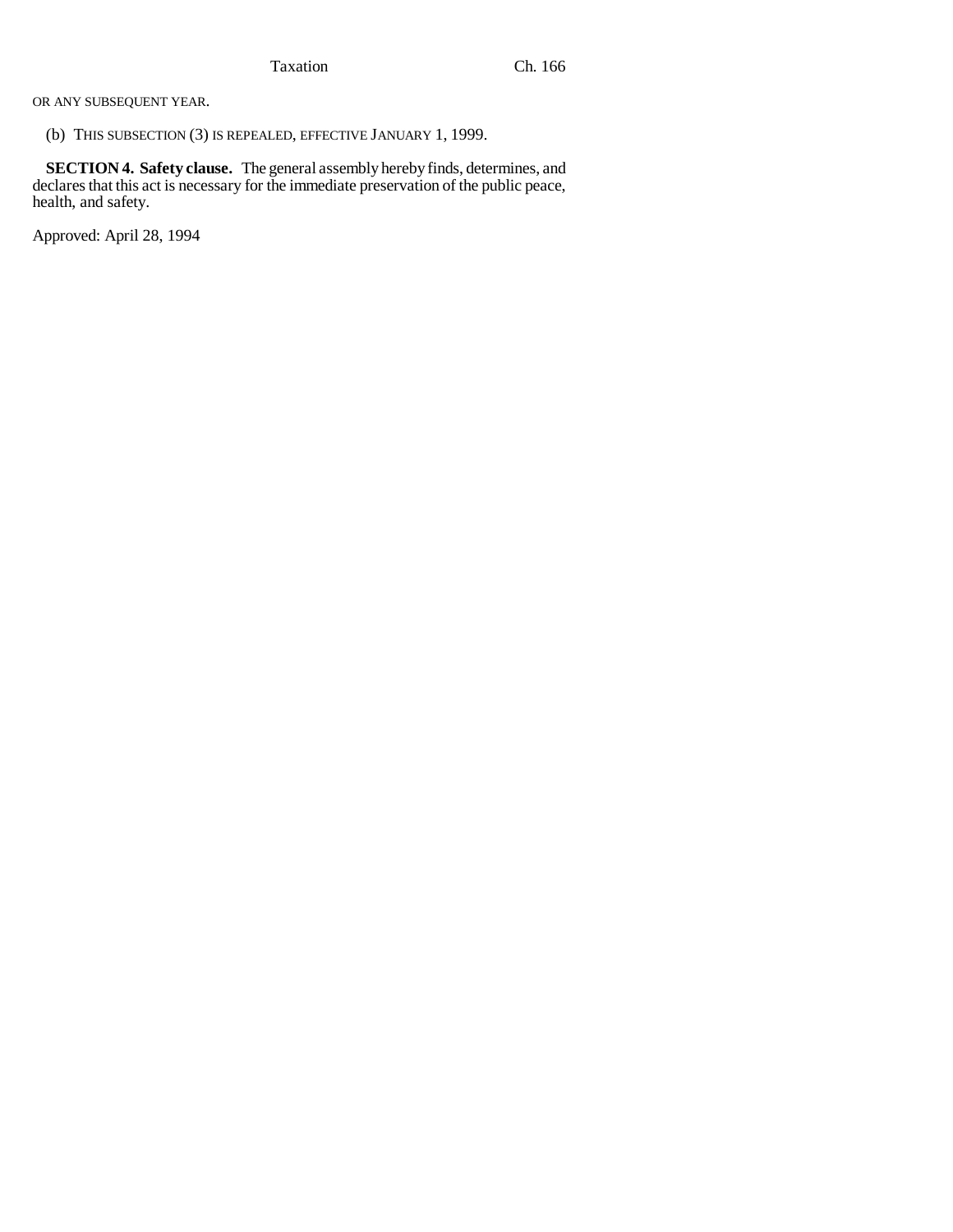OR ANY SUBSEQUENT YEAR.

(b) THIS SUBSECTION (3) IS REPEALED, EFFECTIVE JANUARY 1, 1999.

**SECTION 4. Safety clause.** The general assembly hereby finds, determines, and declares that this act is necessary for the immediate preservation of the public peace, health, and safety.

Approved: April 28, 1994